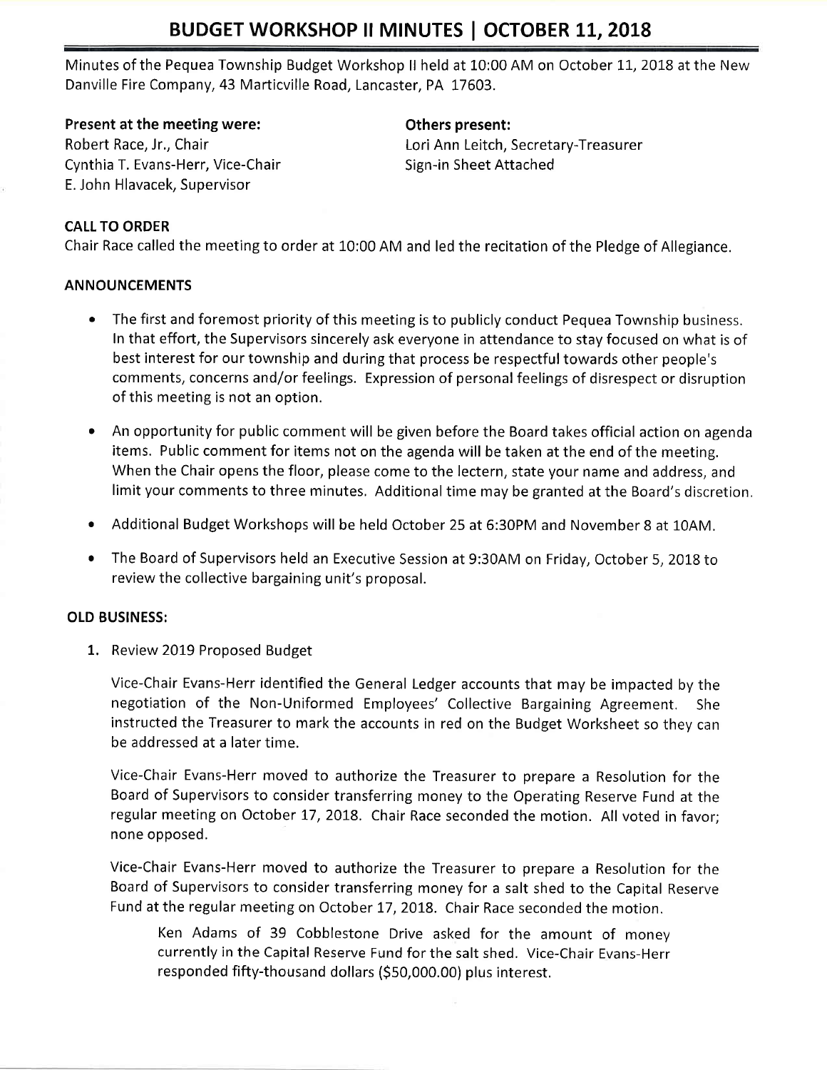# BUDGET WORKSHOP II MINUTES | OCTOBER 11, 2018

Minutes of the Pequea Township Budget Workshop II held at 10:00 AM on October 11, 2018 at the New Danville Fire Company, 43 Marticville Road, Lancaster, PA 17603.

**Present at the meeting were:**
Robert Race, Jr., Chair
Cynthia T. Evans-Herr, Vice-Chair
E. John Hlavacek, Supervisor

**Others present:**
Lori Ann Leitch, Secretary-Treasurer
Sign-in Sheet Attached

## CALL TO ORDER

Chair Race called the meeting to order at 10:00 AM and led the recitation of the Pledge of Allegiance.

## ANNOUNCEMENTS

- The first and foremost priority of this meeting is to publicly conduct Pequea Township business. In that effort, the Supervisors sincerely ask everyone in attendance to stay focused on what is of best interest for our township and during that process be respectful towards other people's comments, concerns and/or feelings. Expression of personal feelings of disrespect or disruption of this meeting is not an option.
- An opportunity for public comment will be given before the Board takes official action on agenda items. Public comment for items not on the agenda will be taken at the end of the meeting. When the Chair opens the floor, please come to the lectern, state your name and address, and limit your comments to three minutes. Additional time may be granted at the Board's discretion.
- Additional Budget Workshops will be held October 25 at 6:30PM and November 8 at 10AM.
- The Board of Supervisors held an Executive Session at 9:30AM on Friday, October 5, 2018 to review the collective bargaining unit's proposal.

## OLD BUSINESS:

1. Review 2019 Proposed Budget

   Vice-Chair Evans-Herr identified the General Ledger accounts that may be impacted by the negotiation of the Non-Uniformed Employees' Collective Bargaining Agreement. She instructed the Treasurer to mark the accounts in red on the Budget Worksheet so they can be addressed at a later time.

   Vice-Chair Evans-Herr moved to authorize the Treasurer to prepare a Resolution for the Board of Supervisors to consider transferring money to the Operating Reserve Fund at the regular meeting on October 17, 2018. Chair Race seconded the motion. All voted in favor; none opposed.

   Vice-Chair Evans-Herr moved to authorize the Treasurer to prepare a Resolution for the Board of Supervisors to consider transferring money for a salt shed to the Capital Reserve Fund at the regular meeting on October 17, 2018. Chair Race seconded the motion.

   > Ken Adams of 39 Cobblestone Drive asked for the amount of money currently in the Capital Reserve Fund for the salt shed. Vice-Chair Evans-Herr responded fifty-thousand dollars ($50,000.00) plus interest.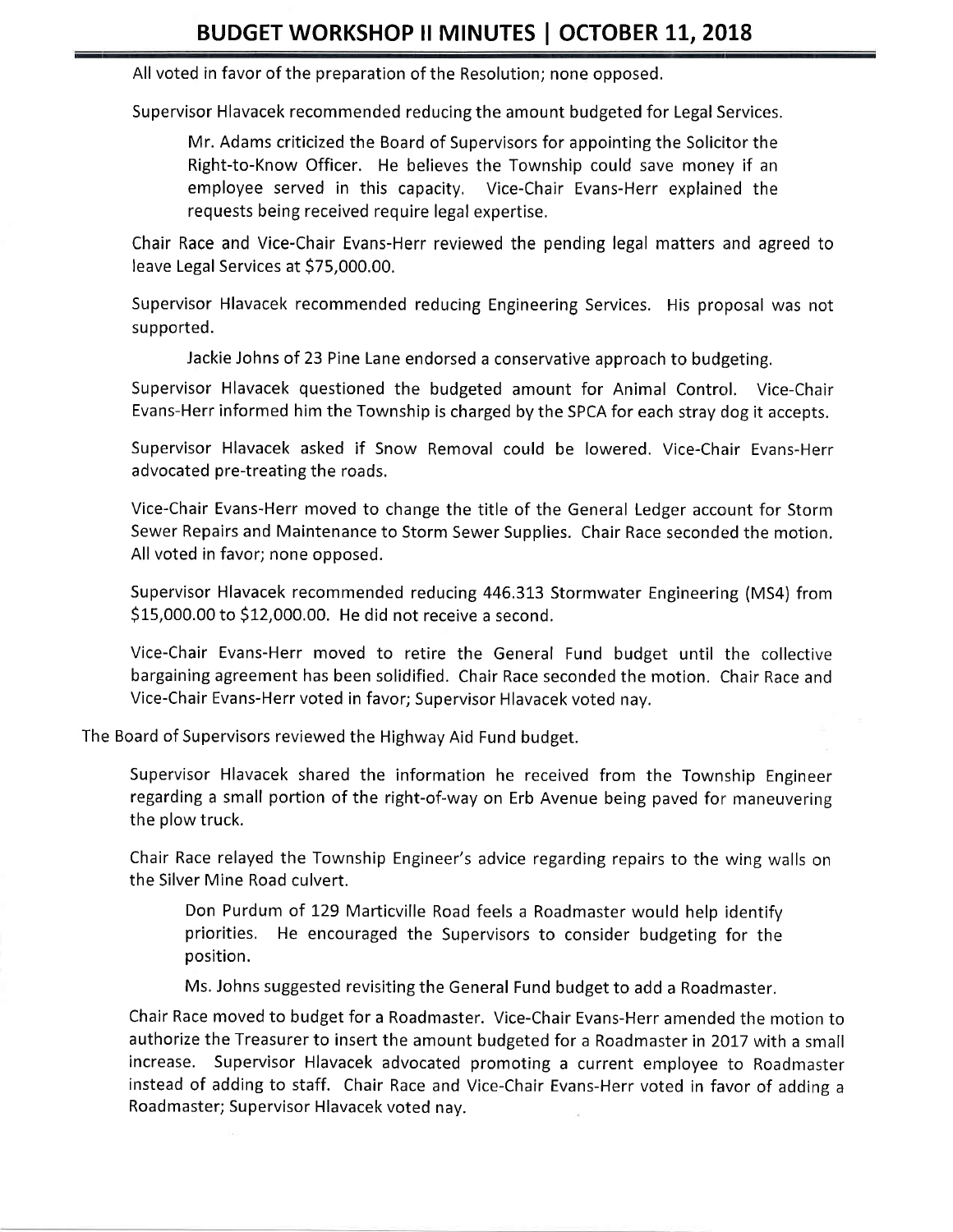All voted in favor of the preparation of the Resolution; none opposed.

Supervisor Hlavacek recommended reducing the amount budgeted for Legal Services.

> Mr. Adams criticized the Board of Supervisors for appointing the Solicitor the Right-to-Know Officer. He believes the Township could save money if an employee served in this capacity. Vice-Chair Evans-Herr explained the requests being received require legal expertise.

Chair Race and Vice-Chair Evans-Herr reviewed the pending legal matters and agreed to leave Legal Services at $75,000.00.

Supervisor Hlavacek recommended reducing Engineering Services. His proposal was not supported.

> Jackie Johns of 23 Pine Lane endorsed a conservative approach to budgeting.

Supervisor Hlavacek questioned the budgeted amount for Animal Control. Vice-Chair Evans-Herr informed him the Township is charged by the SPCA for each stray dog it accepts.

Supervisor Hlavacek asked if Snow Removal could be lowered. Vice-Chair Evans-Herr advocated pre-treating the roads.

Vice-Chair Evans-Herr moved to change the title of the General Ledger account for Storm Sewer Repairs and Maintenance to Storm Sewer Supplies. Chair Race seconded the motion. All voted in favor; none opposed.

Supervisor Hlavacek recommended reducing 446.313 Stormwater Engineering (MS4) from $15,000.00 to $12,000.00. He did not receive a second.

Vice-Chair Evans-Herr moved to retire the General Fund budget until the collective bargaining agreement has been solidified. Chair Race seconded the motion. Chair Race and Vice-Chair Evans-Herr voted in favor; Supervisor Hlavacek voted nay.

The Board of Supervisors reviewed the Highway Aid Fund budget.

Supervisor Hlavacek shared the information he received from the Township Engineer regarding a small portion of the right-of-way on Erb Avenue being paved for maneuvering the plow truck.

Chair Race relayed the Township Engineer's advice regarding repairs to the wing walls on the Silver Mine Road culvert.

> Don Purdum of 129 Marticville Road feels a Roadmaster would help identify priorities. He encouraged the Supervisors to consider budgeting for the position.
>
> Ms. Johns suggested revisiting the General Fund budget to add a Roadmaster.

Chair Race moved to budget for a Roadmaster. Vice-Chair Evans-Herr amended the motion to authorize the Treasurer to insert the amount budgeted for a Roadmaster in 2017 with a small increase. Supervisor Hlavacek advocated promoting a current employee to Roadmaster instead of adding to staff. Chair Race and Vice-Chair Evans-Herr voted in favor of adding a Roadmaster; Supervisor Hlavacek voted nay.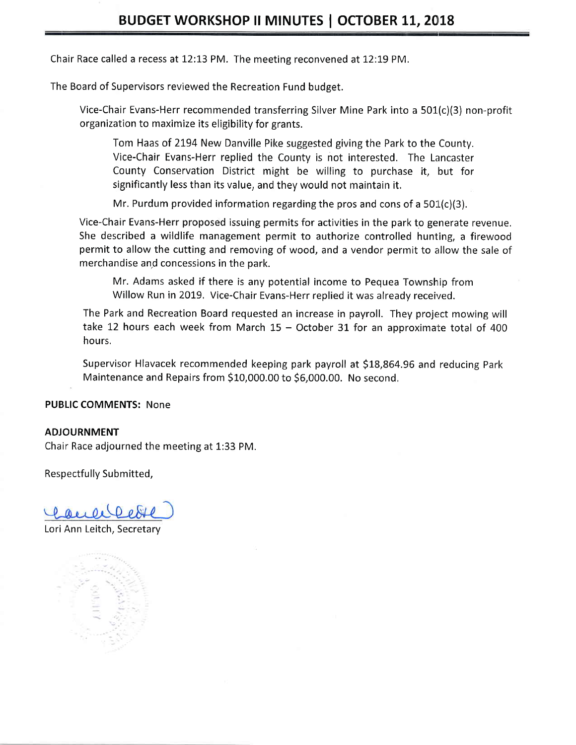Chair Race called a recess at 12:13 PM. The meeting reconvened at 12:19 PM.

The Board of Supervisors reviewed the Recreation Fund budget.

Vice-Chair Evans-Herr recommended transferring Silver Mine Park into a 501(c)(3) non-profit organization to maximize its eligibility for grants.

Tom Haas of 2194 New Danville Pike suggested giving the Park to the County. Vice-Chair Evans-Herr replied the County is not interested. The Lancaster County Conservation District might be willing to purchase it, but for significantly less than its value, and they would not maintain it.

Mr. Purdum provided information regarding the pros and cons of a 501(c)(3).

Vice-Chair Evans-Herr proposed issuing permits for activities in the park to generate revenue. She described a wildlife management permit to authorize controlled hunting, a firewood permit to allow the cutting and removing of wood, and a vendor permit to allow the sale of merchandise and concessions in the park.

Mr. Adams asked if there is any potential income to Pequea Township from Willow Run in 2019. Vice-Chair Evans-Herr replied it was already received.

The Park and Recreation Board requested an increase in payroll. They project mowing will take 12 hours each week from March 15 – October 31 for an approximate total of 400 hours.

Supervisor Hlavacek recommended keeping park payroll at $18,864.96 and reducing Park Maintenance and Repairs from $10,000.00 to $6,000.00. No second.

**PUBLIC COMMENTS:** None

**ADJOURNMENT**

Chair Race adjourned the meeting at 1:33 PM.

Respectfully Submitted,

Lori Ann Leitch, Secretary